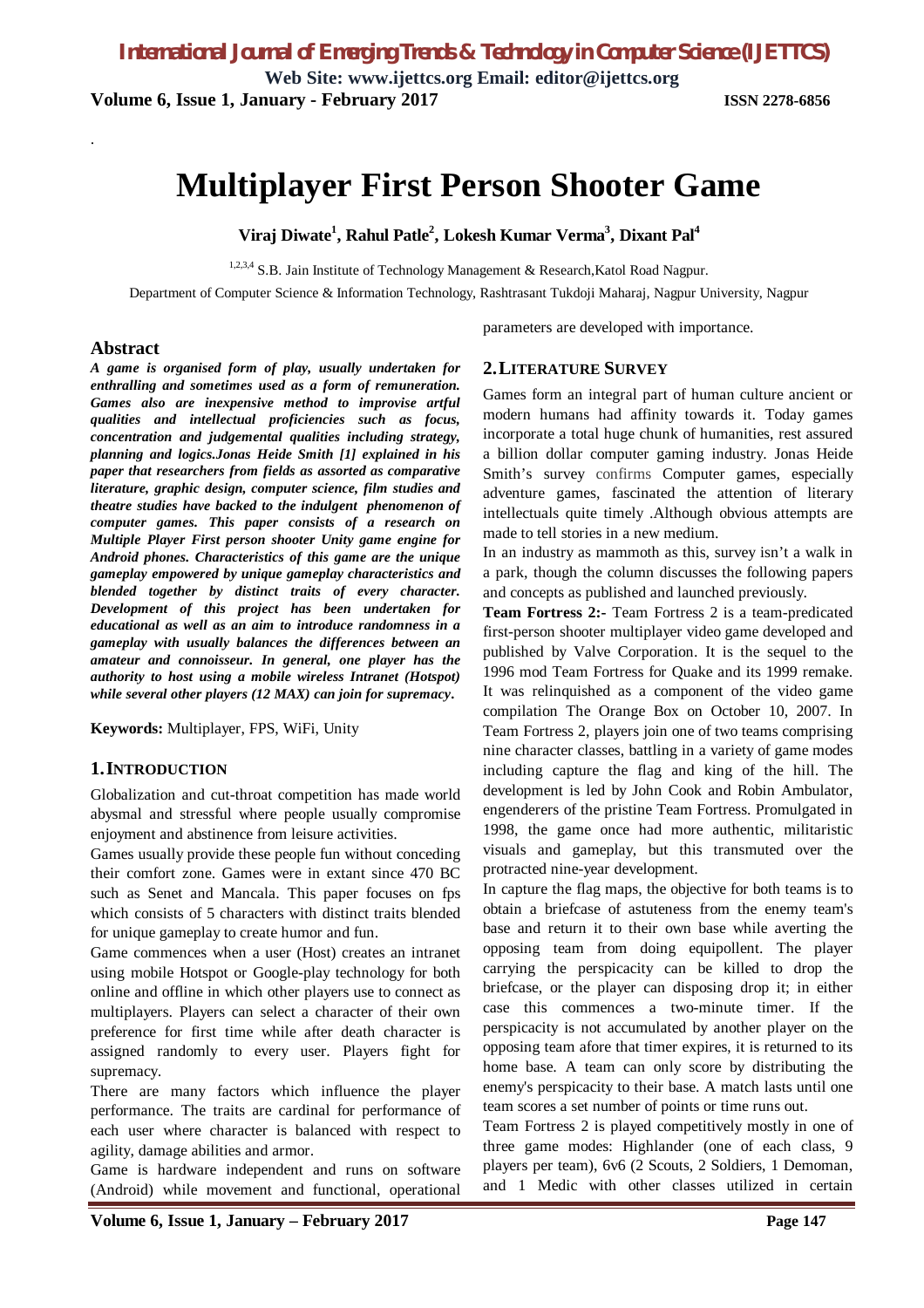# Multiplayer First Person Shooter Game

**Viraj Diwate[1], Rahul Patle[2], Lokesh Kumar Verma[3], Dixant Pal[4]**

[1,2,3,4] S.B. Jain Institute of Technology Management & Research,Katol Road Nagpur.

Department of Computer Science & Information Technology, Rashtrasant Tukdoji Maharaj, Nagpur University, Nagpur

## Abstract

***A game is organised form of play, usually undertaken for enthralling and sometimes used as a form of remuneration. Games also are inexpensive method to improvise artful qualities and intellectual proficiencies such as focus, concentration and judgemental qualities including strategy, planning and logics.Jonas Heide Smith [1] explained in his paper that researchers from fields as assorted as comparative literature, graphic design, computer science, film studies and theatre studies have backed to the indulgent phenomenon of computer games. This paper consists of a research on Multiple Player First person shooter Unity game engine for Android phones. Characteristics of this game are the unique gameplay empowered by unique gameplay characteristics and blended together by distinct traits of every character. Development of this project has been undertaken for educational as well as an aim to introduce randomness in a gameplay with usually balances the differences between an amateur and connoisseur. In general, one player has the authority to host using a mobile wireless Intranet (Hotspot) while several other players (12 MAX) can join for supremacy.***

**Keywords:** Multiplayer, FPS, WiFi, Unity

## 1. INTRODUCTION

Globalization and cut-throat competition has made world abysmal and stressful where people usually compromise enjoyment and abstinence from leisure activities.

Games usually provide these people fun without conceding their comfort zone. Games were in extant since 470 BC such as Senet and Mancala. This paper focuses on fps which consists of 5 characters with distinct traits blended for unique gameplay to create humor and fun.

Game commences when a user (Host) creates an intranet using mobile Hotspot or Google-play technology for both online and offline in which other players use to connect as multiplayers. Players can select a character of their own preference for first time while after death character is assigned randomly to every user. Players fight for supremacy.

There are many factors which influence the player performance. The traits are cardinal for performance of each user where character is balanced with respect to agility, damage abilities and armor.

Game is hardware independent and runs on software (Android) while movement and functional, operational parameters are developed with importance.

## 2. LITERATURE SURVEY

Games form an integral part of human culture ancient or modern humans had affinity towards it. Today games incorporate a total huge chunk of humanities, rest assured a billion dollar computer gaming industry. Jonas Heide Smith's survey confirms Computer games, especially adventure games, fascinated the attention of literary intellectuals quite timely .Although obvious attempts are made to tell stories in a new medium.

In an industry as mammoth as this, survey isn't a walk in a park, though the column discusses the following papers and concepts as published and launched previously.

**Team Fortress 2:-** Team Fortress 2 is a team-predicated first-person shooter multiplayer video game developed and published by Valve Corporation. It is the sequel to the 1996 mod Team Fortress for Quake and its 1999 remake. It was relinquished as a component of the video game compilation The Orange Box on October 10, 2007. In Team Fortress 2, players join one of two teams comprising nine character classes, battling in a variety of game modes including capture the flag and king of the hill. The development is led by John Cook and Robin Ambulator, engenderers of the pristine Team Fortress. Promulgated in 1998, the game once had more authentic, militaristic visuals and gameplay, but this transmuted over the protracted nine-year development.

In capture the flag maps, the objective for both teams is to obtain a briefcase of astuteness from the enemy team's base and return it to their own base while averting the opposing team from doing equipollent. The player carrying the perspicacity can be killed to drop the briefcase, or the player can disposing drop it; in either case this commences a two-minute timer. If the perspicacity is not accumulated by another player on the opposing team afore that timer expires, it is returned to its home base. A team can only score by distributing the enemy's perspicacity to their base. A match lasts until one team scores a set number of points or time runs out.

Team Fortress 2 is played competitively mostly in one of three game modes: Highlander (one of each class, 9 players per team), 6v6 (2 Scouts, 2 Soldiers, 1 Demoman, and 1 Medic with other classes utilized in certain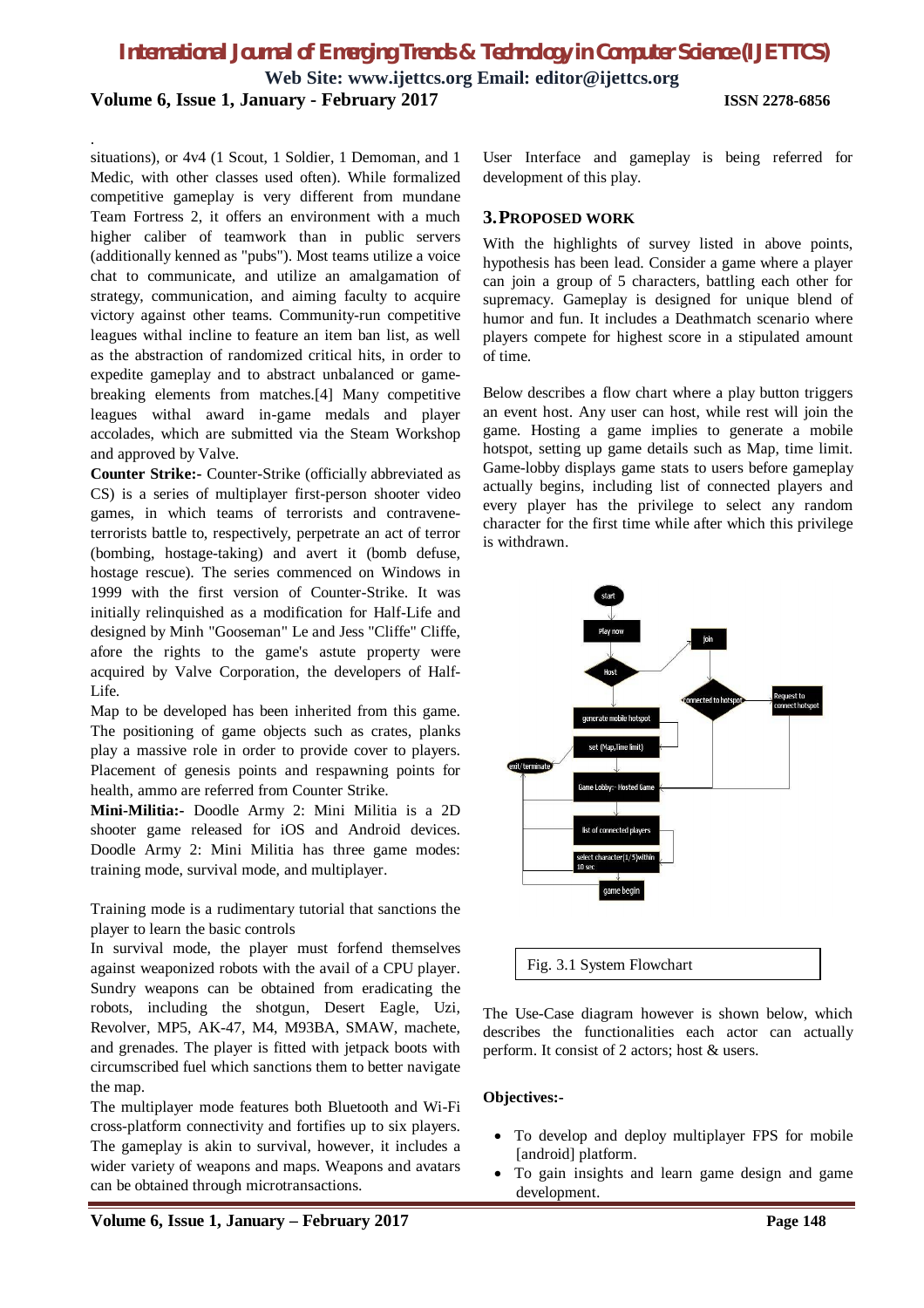situations), or 4v4 (1 Scout, 1 Soldier, 1 Demoman, and 1 Medic, with other classes used often). While formalized competitive gameplay is very different from mundane Team Fortress 2, it offers an environment with a much higher caliber of teamwork than in public servers (additionally kenned as "pubs"). Most teams utilize a voice chat to communicate, and utilize an amalgamation of strategy, communication, and aiming faculty to acquire victory against other teams. Community-run competitive leagues withal incline to feature an item ban list, as well as the abstraction of randomized critical hits, in order to expedite gameplay and to abstract unbalanced or game-breaking elements from matches.[4] Many competitive leagues withal award in-game medals and player accolades, which are submitted via the Steam Workshop and approved by Valve.

**Counter Strike:-** Counter-Strike (officially abbreviated as CS) is a series of multiplayer first-person shooter video games, in which teams of terrorists and contravene-terrorists battle to, respectively, perpetrate an act of terror (bombing, hostage-taking) and avert it (bomb defuse, hostage rescue). The series commenced on Windows in 1999 with the first version of Counter-Strike. It was initially relinquished as a modification for Half-Life and designed by Minh "Gooseman" Le and Jess "Cliffe" Cliffe, afore the rights to the game's astute property were acquired by Valve Corporation, the developers of Half-Life.

Map to be developed has been inherited from this game. The positioning of game objects such as crates, planks play a massive role in order to provide cover to players. Placement of genesis points and respawning points for health, ammo are referred from Counter Strike.

**Mini-Militia:-** Doodle Army 2: Mini Militia is a 2D shooter game released for iOS and Android devices. Doodle Army 2: Mini Militia has three game modes: training mode, survival mode, and multiplayer.

Training mode is a rudimentary tutorial that sanctions the player to learn the basic controls

In survival mode, the player must forfend themselves against weaponized robots with the avail of a CPU player. Sundry weapons can be obtained from eradicating the robots, including the shotgun, Desert Eagle, Uzi, Revolver, MP5, AK-47, M4, M93BA, SMAW, machete, and grenades. The player is fitted with jetpack boots with circumscribed fuel which sanctions them to better navigate the map.

The multiplayer mode features both Bluetooth and Wi-Fi cross-platform connectivity and fortifies up to six players. The gameplay is akin to survival, however, it includes a wider variety of weapons and maps. Weapons and avatars can be obtained through microtransactions.

User Interface and gameplay is being referred for development of this play.

## 3. PROPOSED WORK

With the highlights of survey listed in above points, hypothesis has been lead. Consider a game where a player can join a group of 5 characters, battling each other for supremacy. Gameplay is designed for unique blend of humor and fun. It includes a Deathmatch scenario where players compete for highest score in a stipulated amount of time.

Below describes a flow chart where a play button triggers an event host. Any user can host, while rest will join the game. Hosting a game implies to generate a mobile hotspot, setting up game details such as Map, time limit. Game-lobby displays game stats to users before gameplay actually begins, including list of connected players and every player has the privilege to select any random character for the first time while after which this privilege is withdrawn.

start → Play now → Host → generate mobile hotspot → set (Map,time limit) → Game Lobby:- Hosted Game → list of connected players → select character[1/5]within 10 sec → game begin

join → connected to hotspot → Request to connect hotspot

exit/terminate

Fig. 3.1 System Flowchart

The Use-Case diagram however is shown below, which describes the functionalities each actor can actually perform. It consist of 2 actors; host & users.

**Objectives:-**

- To develop and deploy multiplayer FPS for mobile [android] platform.
- To gain insights and learn game design and game development.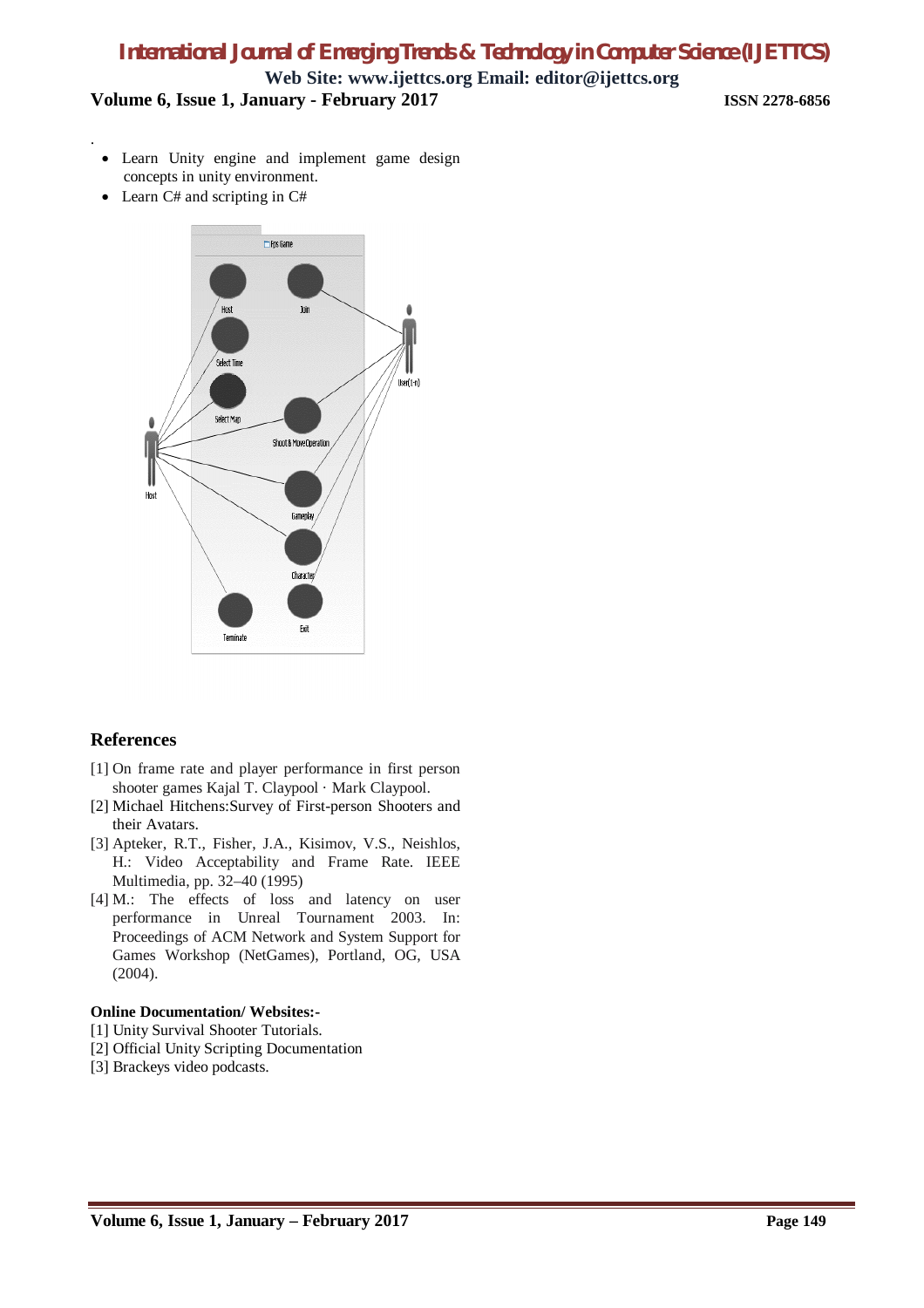- Learn Unity engine and implement game design concepts in unity environment.
- Learn C# and scripting in C#

Fps Game
Host
Join
Select Time
Select Map
Shoot & MoveOperation
User(1-n)
Host
Gameplay
Character
Exit
Terminate

## References

[1] On frame rate and player performance in first person shooter games Kajal T. Claypool · Mark Claypool.
[2] Michael Hitchens:Survey of First-person Shooters and their Avatars.
[3] Apteker, R.T., Fisher, J.A., Kisimov, V.S., Neishlos, H.: Video Acceptability and Frame Rate. IEEE Multimedia, pp. 32–40 (1995)
[4] M.: The effects of loss and latency on user performance in Unreal Tournament 2003. In: Proceedings of ACM Network and System Support for Games Workshop (NetGames), Portland, OG, USA (2004).

**Online Documentation/ Websites:-**

[1] Unity Survival Shooter Tutorials.
[2] Official Unity Scripting Documentation
[3] Brackeys video podcasts.